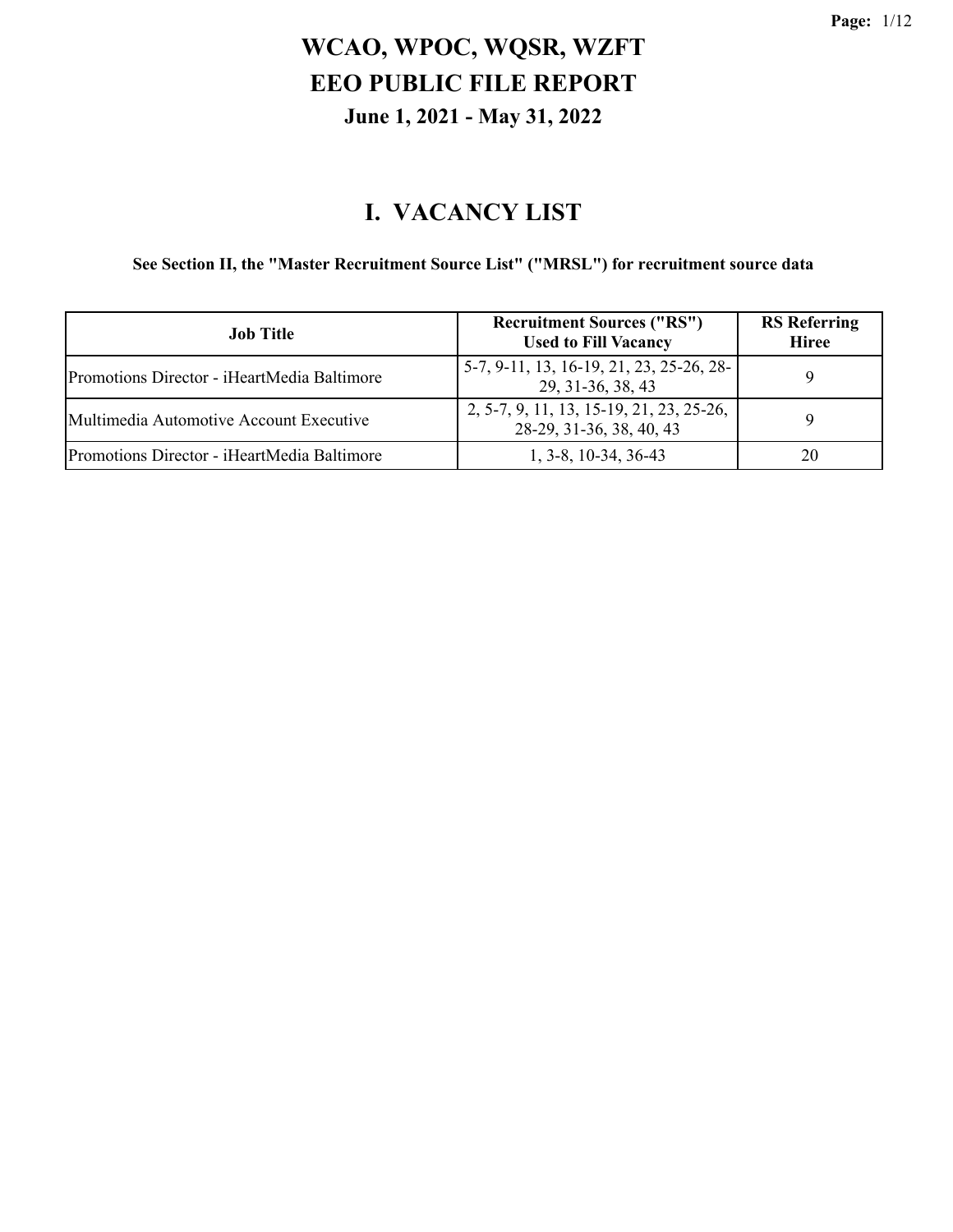# WCAO, WPOC, WQSR, WZFT
# EEO PUBLIC FILE REPORT
### June 1, 2021 - May 31, 2022

## I. VACANCY LIST

**See Section II, the "Master Recruitment Source List" ("MRSL") for recruitment source data**

| Job Title | Recruitment Sources ("RS") Used to Fill Vacancy | RS Referring Hiree |
|---|---|---|
| Promotions Director - iHeartMedia Baltimore | 5-7, 9-11, 13, 16-19, 21, 23, 25-26, 28-29, 31-36, 38, 43 | 9 |
| Multimedia Automotive Account Executive | 2, 5-7, 9, 11, 13, 15-19, 21, 23, 25-26, 28-29, 31-36, 38, 40, 43 | 9 |
| Promotions Director - iHeartMedia Baltimore | 1, 3-8, 10-34, 36-43 | 20 |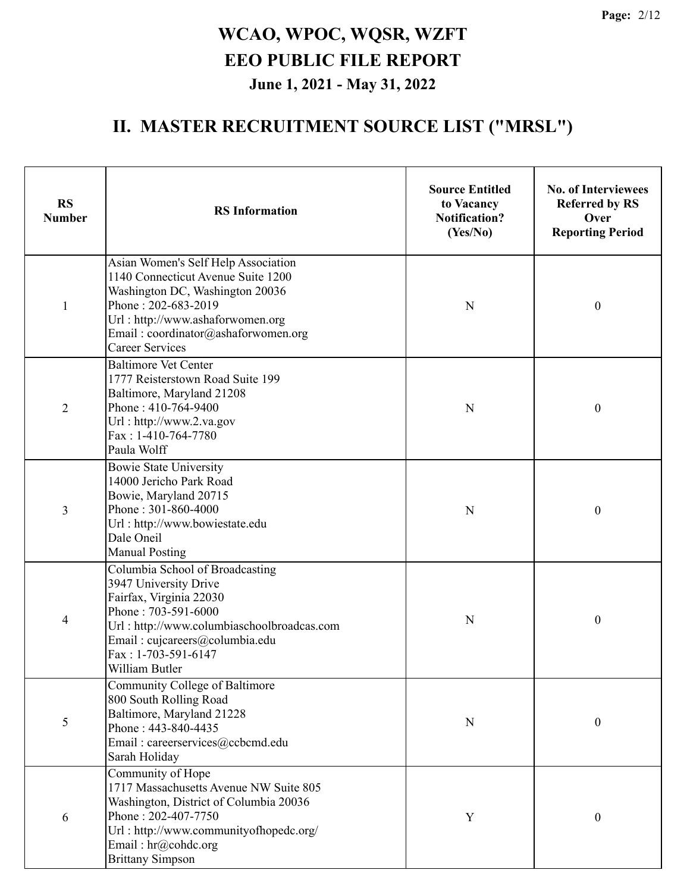# WCAO, WPOC, WQSR, WZFT
# EEO PUBLIC FILE REPORT
### June 1, 2021 - May 31, 2022

## II. MASTER RECRUITMENT SOURCE LIST ("MRSL")

| RS Number | RS Information | Source Entitled to Vacancy Notification? (Yes/No) | No. of Interviewees Referred by RS Over Reporting Period |
|---|---|---|---|
| 1 | Asian Women's Self Help Association<br>1140 Connecticut Avenue Suite 1200<br>Washington DC, Washington 20036<br>Phone : 202-683-2019<br>Url : http://www.ashaforwomen.org<br>Email : coordinator@ashaforwomen.org<br>Career Services | N | 0 |
| 2 | Baltimore Vet Center<br>1777 Reisterstown Road Suite 199<br>Baltimore, Maryland 21208<br>Phone : 410-764-9400<br>Url : http://www.2.va.gov<br>Fax : 1-410-764-7780<br>Paula Wolff | N | 0 |
| 3 | Bowie State University<br>14000 Jericho Park Road<br>Bowie, Maryland 20715<br>Phone : 301-860-4000<br>Url : http://www.bowiestate.edu<br>Dale Oneil<br>Manual Posting | N | 0 |
| 4 | Columbia School of Broadcasting<br>3947 University Drive<br>Fairfax, Virginia 22030<br>Phone : 703-591-6000<br>Url : http://www.columbiaschoolbroadcas.com<br>Email : cujcareers@columbia.edu<br>Fax : 1-703-591-6147<br>William Butler | N | 0 |
| 5 | Community College of Baltimore<br>800 South Rolling Road<br>Baltimore, Maryland 21228<br>Phone : 443-840-4435<br>Email : careerservices@ccbcmd.edu<br>Sarah Holiday | N | 0 |
| 6 | Community of Hope<br>1717 Massachusetts Avenue NW Suite 805<br>Washington, District of Columbia 20036<br>Phone : 202-407-7750<br>Url : http://www.communityofhopedc.org/<br>Email : hr@cohdc.org<br>Brittany Simpson | Y | 0 |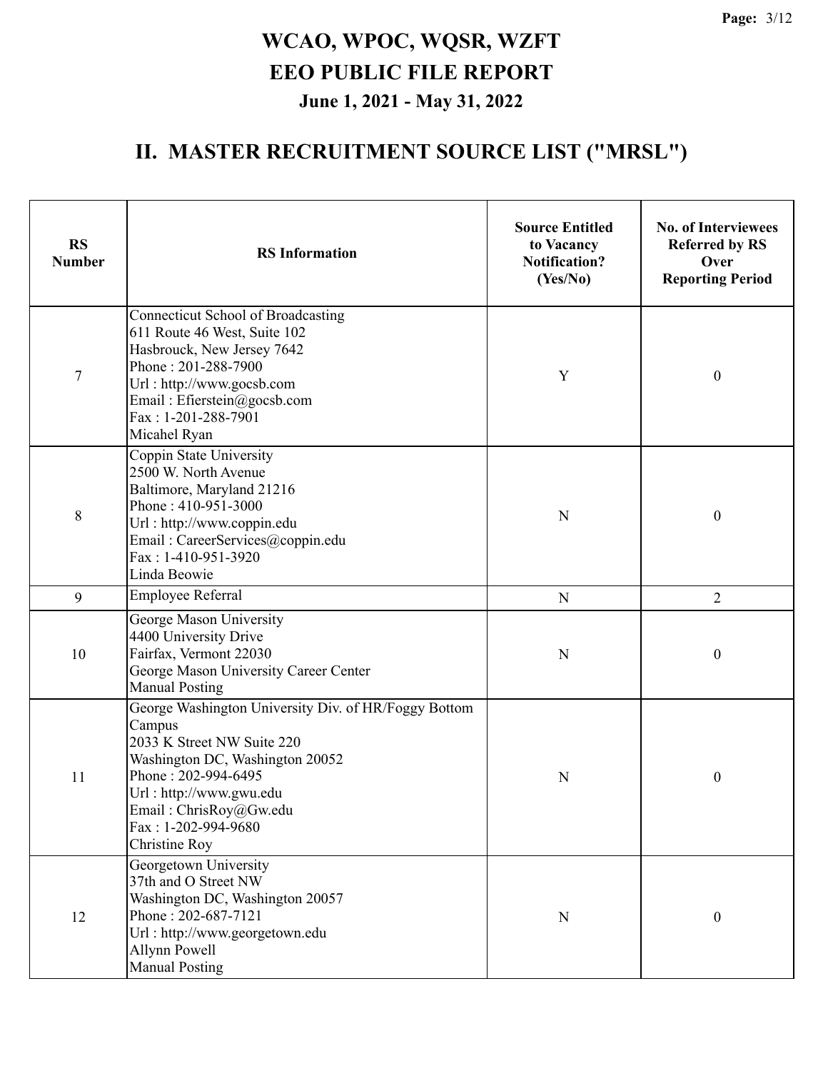# WCAO, WPOC, WQSR, WZFT
# EEO PUBLIC FILE REPORT
### June 1, 2021 - May 31, 2022

## II. MASTER RECRUITMENT SOURCE LIST ("MRSL")

| RS Number | RS Information | Source Entitled to Vacancy Notification? (Yes/No) | No. of Interviewees Referred by RS Over Reporting Period |
|---|---|---|---|
| 7 | Connecticut School of Broadcasting<br>611 Route 46 West, Suite 102<br>Hasbrouck, New Jersey 7642<br>Phone : 201-288-7900<br>Url : http://www.gocsb.com<br>Email : Efierstein@gocsb.com<br>Fax : 1-201-288-7901<br>Micahel Ryan | Y | 0 |
| 8 | Coppin State University<br>2500 W. North Avenue<br>Baltimore, Maryland 21216<br>Phone : 410-951-3000<br>Url : http://www.coppin.edu<br>Email : CareerServices@coppin.edu<br>Fax : 1-410-951-3920<br>Linda Beowie | N | 0 |
| 9 | Employee Referral | N | 2 |
| 10 | George Mason University<br>4400 University Drive<br>Fairfax, Vermont 22030<br>George Mason University Career Center<br>Manual Posting | N | 0 |
| 11 | George Washington University Div. of HR/Foggy Bottom Campus<br>2033 K Street NW Suite 220<br>Washington DC, Washington 20052<br>Phone : 202-994-6495<br>Url : http://www.gwu.edu<br>Email : ChrisRoy@Gw.edu<br>Fax : 1-202-994-9680<br>Christine Roy | N | 0 |
| 12 | Georgetown University<br>37th and O Street NW<br>Washington DC, Washington 20057<br>Phone : 202-687-7121<br>Url : http://www.georgetown.edu<br>Allynn Powell<br>Manual Posting | N | 0 |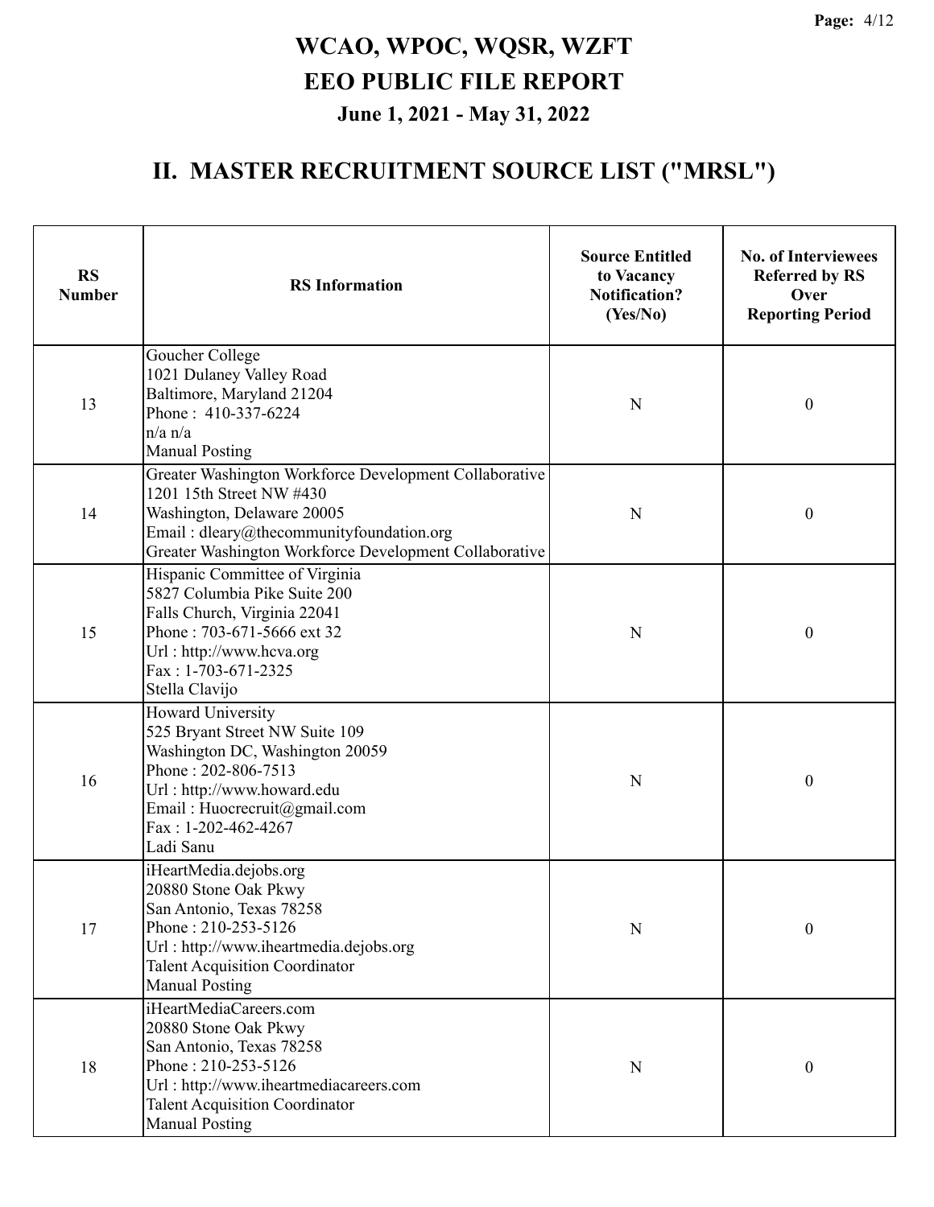# WCAO, WPOC, WQSR, WZFT
# EEO PUBLIC FILE REPORT
## June 1, 2021 - May 31, 2022

## II. MASTER RECRUITMENT SOURCE LIST ("MRSL")

| RS Number | RS Information | Source Entitled to Vacancy Notification? (Yes/No) | No. of Interviewees Referred by RS Over Reporting Period |
|---|---|---|---|
| 13 | Goucher College<br>1021 Dulaney Valley Road<br>Baltimore, Maryland 21204<br>Phone : 410-337-6224<br>n/a n/a<br>Manual Posting | N | 0 |
| 14 | Greater Washington Workforce Development Collaborative<br>1201 15th Street NW #430<br>Washington, Delaware 20005<br>Email : dleary@thecommunityfoundation.org<br>Greater Washington Workforce Development Collaborative | N | 0 |
| 15 | Hispanic Committee of Virginia<br>5827 Columbia Pike Suite 200<br>Falls Church, Virginia 22041<br>Phone : 703-671-5666 ext 32<br>Url : http://www.hcva.org<br>Fax : 1-703-671-2325<br>Stella Clavijo | N | 0 |
| 16 | Howard University<br>525 Bryant Street NW Suite 109<br>Washington DC, Washington 20059<br>Phone : 202-806-7513<br>Url : http://www.howard.edu<br>Email : Huocrecruit@gmail.com<br>Fax : 1-202-462-4267<br>Ladi Sanu | N | 0 |
| 17 | iHeartMedia.dejobs.org<br>20880 Stone Oak Pkwy<br>San Antonio, Texas 78258<br>Phone : 210-253-5126<br>Url : http://www.iheartmedia.dejobs.org<br>Talent Acquisition Coordinator<br>Manual Posting | N | 0 |
| 18 | iHeartMediaCareers.com<br>20880 Stone Oak Pkwy<br>San Antonio, Texas 78258<br>Phone : 210-253-5126<br>Url : http://www.iheartmediacareers.com<br>Talent Acquisition Coordinator<br>Manual Posting | N | 0 |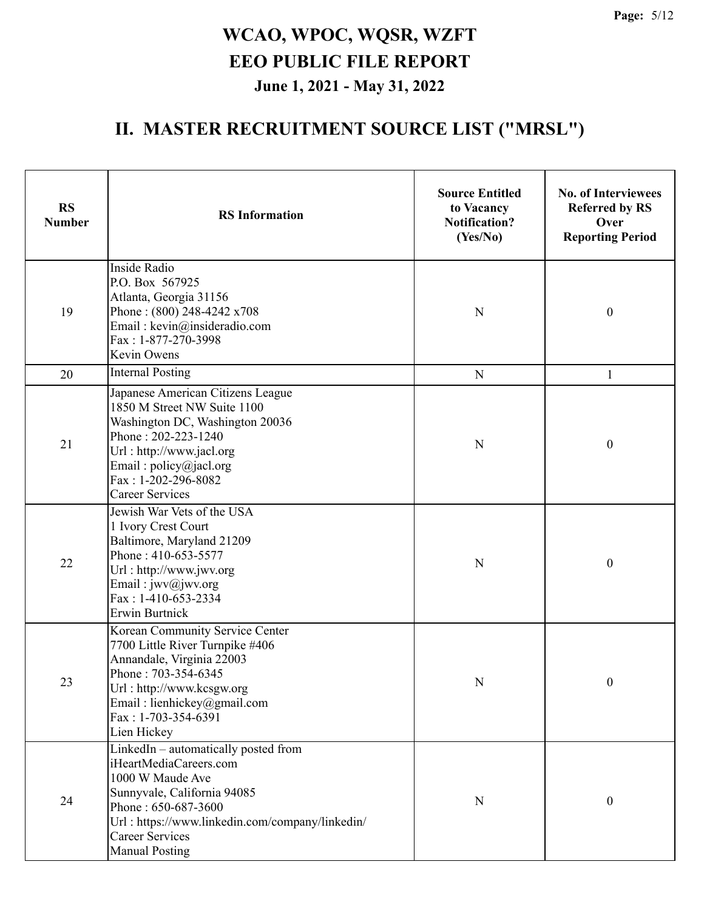# WCAO, WPOC, WQSR, WZFT

# EEO PUBLIC FILE REPORT

**June 1, 2021 - May 31, 2022**

## II. MASTER RECRUITMENT SOURCE LIST ("MRSL")

| RS Number | RS Information | Source Entitled to Vacancy Notification? (Yes/No) | No. of Interviewees Referred by RS Over Reporting Period |
|---|---|---|---|
| 19 | Inside Radio<br>P.O. Box 567925<br>Atlanta, Georgia 31156<br>Phone : (800) 248-4242 x708<br>Email : kevin@insideradio.com<br>Fax : 1-877-270-3998<br>Kevin Owens | N | 0 |
| 20 | Internal Posting | N | 1 |
| 21 | Japanese American Citizens League<br>1850 M Street NW Suite 1100<br>Washington DC, Washington 20036<br>Phone : 202-223-1240<br>Url : http://www.jacl.org<br>Email : policy@jacl.org<br>Fax : 1-202-296-8082<br>Career Services | N | 0 |
| 22 | Jewish War Vets of the USA<br>1 Ivory Crest Court<br>Baltimore, Maryland 21209<br>Phone : 410-653-5577<br>Url : http://www.jwv.org<br>Email : jwv@jwv.org<br>Fax : 1-410-653-2334<br>Erwin Burtnick | N | 0 |
| 23 | Korean Community Service Center<br>7700 Little River Turnpike #406<br>Annandale, Virginia 22003<br>Phone : 703-354-6345<br>Url : http://www.kcsgw.org<br>Email : lienhickey@gmail.com<br>Fax : 1-703-354-6391<br>Lien Hickey | N | 0 |
| 24 | LinkedIn – automatically posted from iHeartMediaCareers.com<br>1000 W Maude Ave<br>Sunnyvale, California 94085<br>Phone : 650-687-3600<br>Url : https://www.linkedin.com/company/linkedin/<br>Career Services<br>Manual Posting | N | 0 |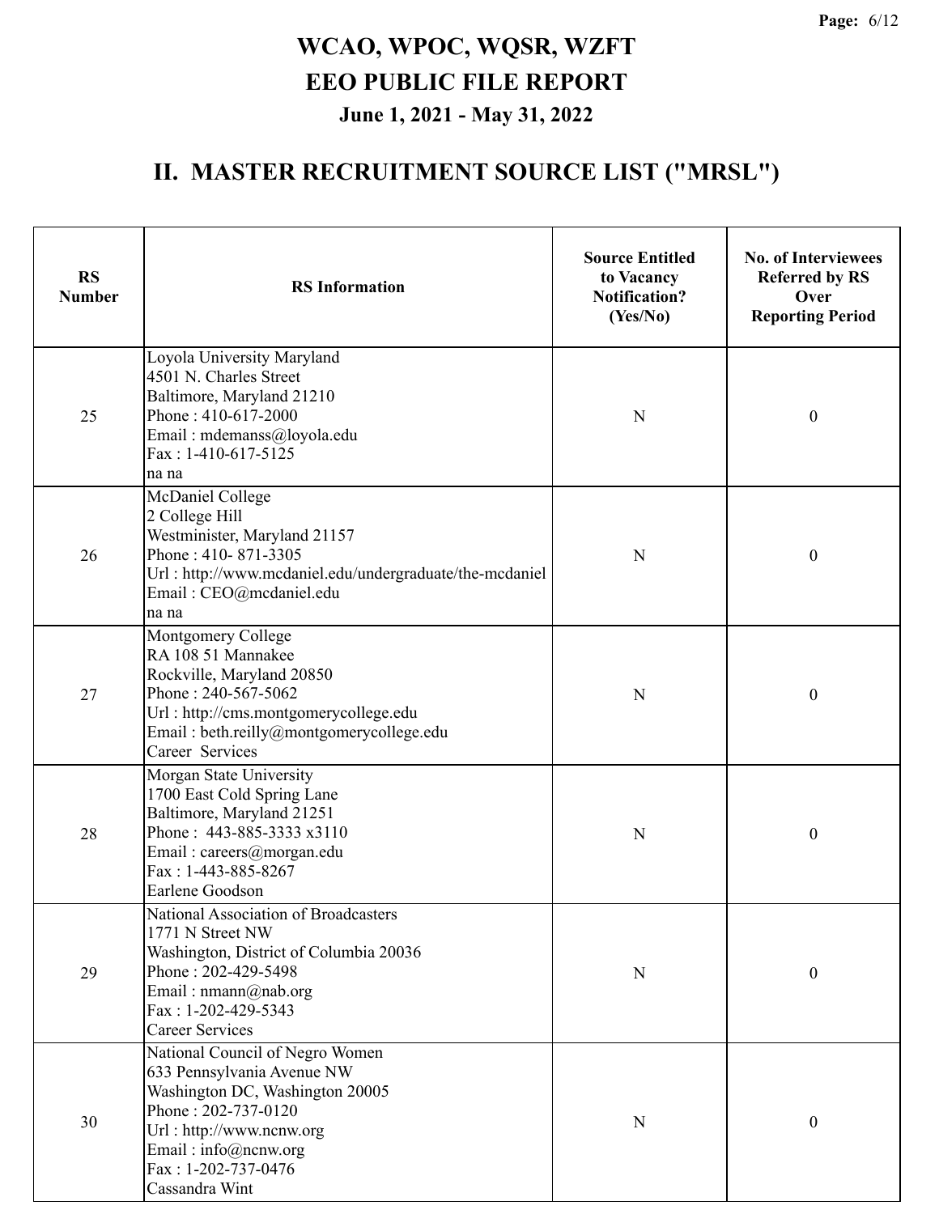# WCAO, WPOC, WQSR, WZFT
# EEO PUBLIC FILE REPORT
### June 1, 2021 - May 31, 2022

## II. MASTER RECRUITMENT SOURCE LIST ("MRSL")

| RS Number | RS Information | Source Entitled to Vacancy Notification? (Yes/No) | No. of Interviewees Referred by RS Over Reporting Period |
|---|---|---|---|
| 25 | Loyola University Maryland<br>4501 N. Charles Street<br>Baltimore, Maryland 21210<br>Phone : 410-617-2000<br>Email : mdemanss@loyola.edu<br>Fax : 1-410-617-5125<br>na na | N | 0 |
| 26 | McDaniel College<br>2 College Hill<br>Westminister, Maryland 21157<br>Phone : 410- 871-3305<br>Url : http://www.mcdaniel.edu/undergraduate/the-mcdaniel<br>Email : CEO@mcdaniel.edu<br>na na | N | 0 |
| 27 | Montgomery College<br>RA 108 51 Mannakee<br>Rockville, Maryland 20850<br>Phone : 240-567-5062<br>Url : http://cms.montgomerycollege.edu<br>Email : beth.reilly@montgomerycollege.edu<br>Career Services | N | 0 |
| 28 | Morgan State University<br>1700 East Cold Spring Lane<br>Baltimore, Maryland 21251<br>Phone : 443-885-3333 x3110<br>Email : careers@morgan.edu<br>Fax : 1-443-885-8267<br>Earlene Goodson | N | 0 |
| 29 | National Association of Broadcasters<br>1771 N Street NW<br>Washington, District of Columbia 20036<br>Phone : 202-429-5498<br>Email : nmann@nab.org<br>Fax : 1-202-429-5343<br>Career Services | N | 0 |
| 30 | National Council of Negro Women<br>633 Pennsylvania Avenue NW<br>Washington DC, Washington 20005<br>Phone : 202-737-0120<br>Url : http://www.ncnw.org<br>Email : info@ncnw.org<br>Fax : 1-202-737-0476<br>Cassandra Wint | N | 0 |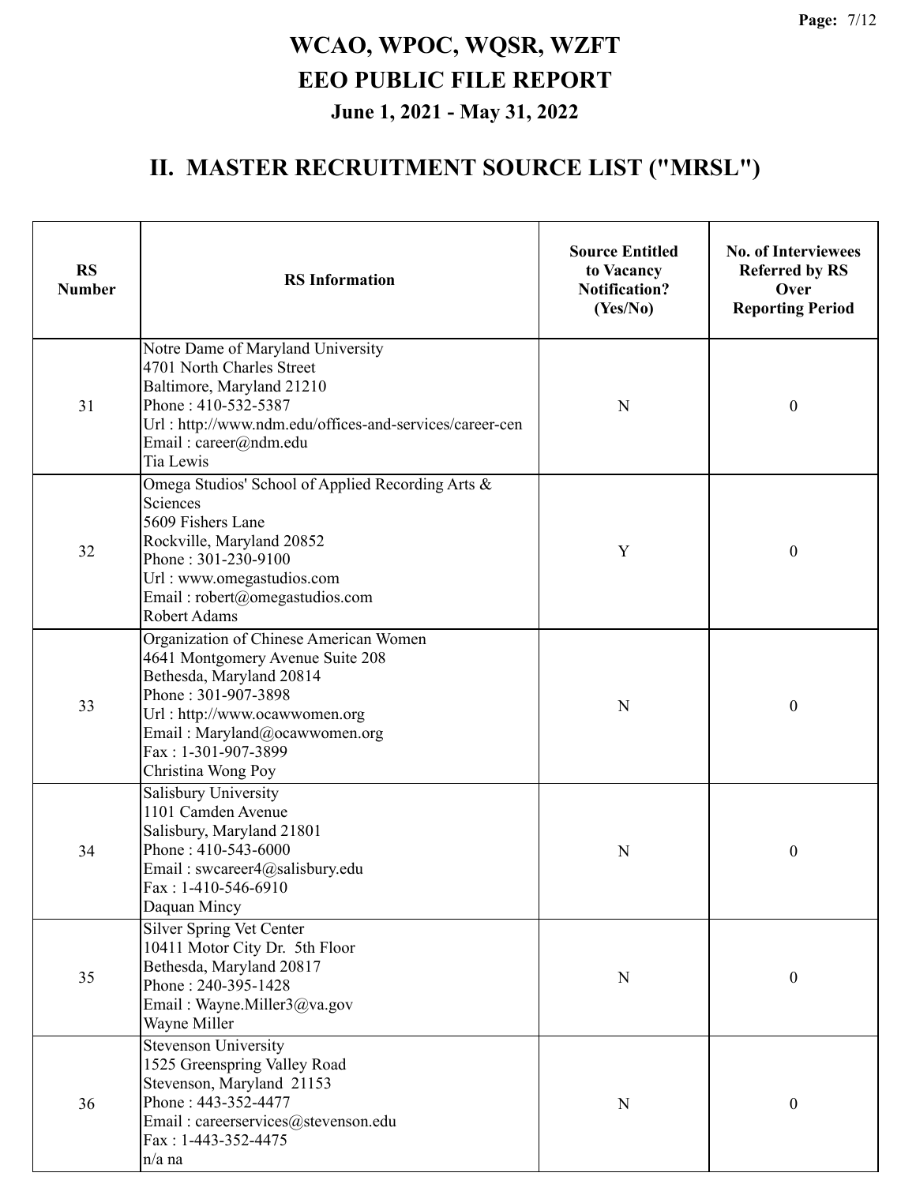# WCAO, WPOC, WQSR, WZFT
# EEO PUBLIC FILE REPORT
### June 1, 2021 - May 31, 2022

## II. MASTER RECRUITMENT SOURCE LIST ("MRSL")

| RS Number | RS Information | Source Entitled to Vacancy Notification? (Yes/No) | No. of Interviewees Referred by RS Over Reporting Period |
|---|---|---|---|
| 31 | Notre Dame of Maryland University<br>4701 North Charles Street<br>Baltimore, Maryland 21210<br>Phone : 410-532-5387<br>Url : http://www.ndm.edu/offices-and-services/career-cen<br>Email : career@ndm.edu<br>Tia Lewis | N | 0 |
| 32 | Omega Studios' School of Applied Recording Arts & Sciences<br>5609 Fishers Lane<br>Rockville, Maryland 20852<br>Phone : 301-230-9100<br>Url : www.omegastudios.com<br>Email : robert@omegastudios.com<br>Robert Adams | Y | 0 |
| 33 | Organization of Chinese American Women<br>4641 Montgomery Avenue Suite 208<br>Bethesda, Maryland 20814<br>Phone : 301-907-3898<br>Url : http://www.ocawwomen.org<br>Email : Maryland@ocawwomen.org<br>Fax : 1-301-907-3899<br>Christina Wong Poy | N | 0 |
| 34 | Salisbury University<br>1101 Camden Avenue<br>Salisbury, Maryland 21801<br>Phone : 410-543-6000<br>Email : swcareer4@salisbury.edu<br>Fax : 1-410-546-6910<br>Daquan Mincy | N | 0 |
| 35 | Silver Spring Vet Center<br>10411 Motor City Dr. 5th Floor<br>Bethesda, Maryland 20817<br>Phone : 240-395-1428<br>Email : Wayne.Miller3@va.gov<br>Wayne Miller | N | 0 |
| 36 | Stevenson University<br>1525 Greenspring Valley Road<br>Stevenson, Maryland 21153<br>Phone : 443-352-4477<br>Email : careerservices@stevenson.edu<br>Fax : 1-443-352-4475<br>n/a na | N | 0 |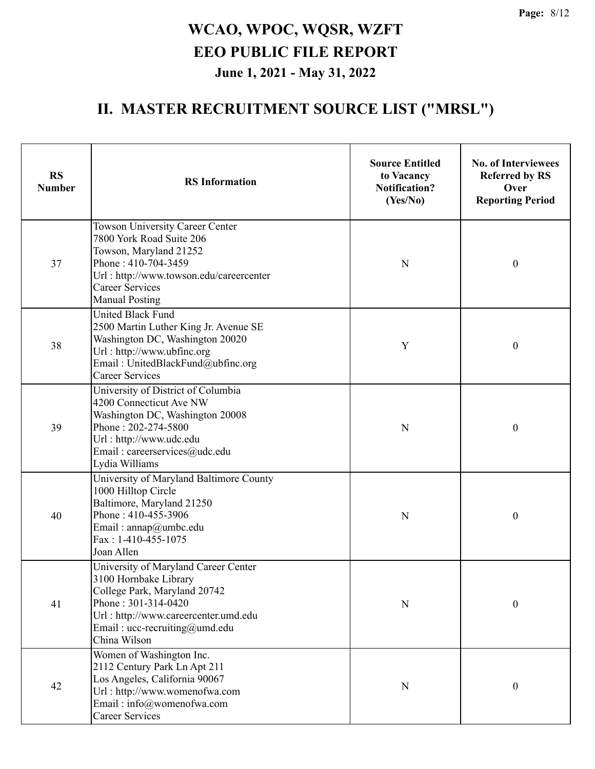# WCAO, WPOC, WQSR, WZFT
# EEO PUBLIC FILE REPORT
## June 1, 2021 - May 31, 2022

## II. MASTER RECRUITMENT SOURCE LIST ("MRSL")

| RS Number | RS Information | Source Entitled to Vacancy Notification? (Yes/No) | No. of Interviewees Referred by RS Over Reporting Period |
|---|---|---|---|
| 37 | Towson University Career Center<br>7800 York Road Suite 206<br>Towson, Maryland 21252<br>Phone : 410-704-3459<br>Url : http://www.towson.edu/careercenter<br>Career Services<br>Manual Posting | N | 0 |
| 38 | United Black Fund<br>2500 Martin Luther King Jr. Avenue SE<br>Washington DC, Washington 20020<br>Url : http://www.ubfinc.org<br>Email : UnitedBlackFund@ubfinc.org<br>Career Services | Y | 0 |
| 39 | University of District of Columbia<br>4200 Connecticut Ave NW<br>Washington DC, Washington 20008<br>Phone : 202-274-5800<br>Url : http://www.udc.edu<br>Email : careerservices@udc.edu<br>Lydia Williams | N | 0 |
| 40 | University of Maryland Baltimore County<br>1000 Hilltop Circle<br>Baltimore, Maryland 21250<br>Phone : 410-455-3906<br>Email : annap@umbc.edu<br>Fax : 1-410-455-1075<br>Joan Allen | N | 0 |
| 41 | University of Maryland Career Center<br>3100 Hornbake Library<br>College Park, Maryland 20742<br>Phone : 301-314-0420<br>Url : http://www.careercenter.umd.edu<br>Email : ucc-recruiting@umd.edu<br>China Wilson | N | 0 |
| 42 | Women of Washington Inc.<br>2112 Century Park Ln Apt 211<br>Los Angeles, California 90067<br>Url : http://www.womenofwa.com<br>Email : info@womenofwa.com<br>Career Services | N | 0 |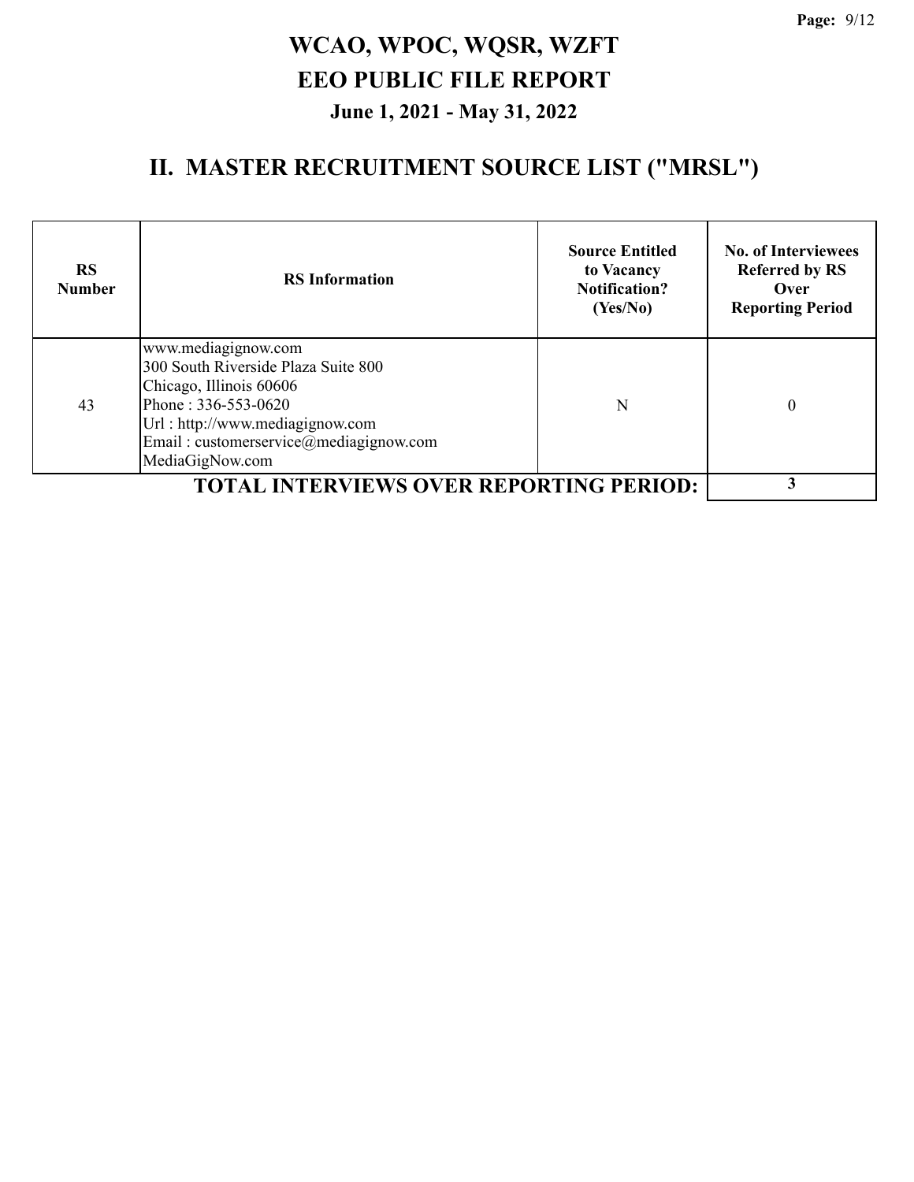# WCAO, WPOC, WQSR, WZFT

## EEO PUBLIC FILE REPORT

### June 1, 2021 - May 31, 2022

## II. MASTER RECRUITMENT SOURCE LIST ("MRSL")

| RS Number | RS Information | Source Entitled to Vacancy Notification? (Yes/No) | No. of Interviewees Referred by RS Over Reporting Period |
|---|---|---|---|
| 43 | www.mediagignow.com<br>300 South Riverside Plaza Suite 800<br>Chicago, Illinois 60606<br>Phone : 336-553-0620<br>Url : http://www.mediagignow.com<br>Email : customerservice@mediagignow.com<br>MediaGigNow.com | N | 0 |
| | **TOTAL INTERVIEWS OVER REPORTING PERIOD:** | | **3** |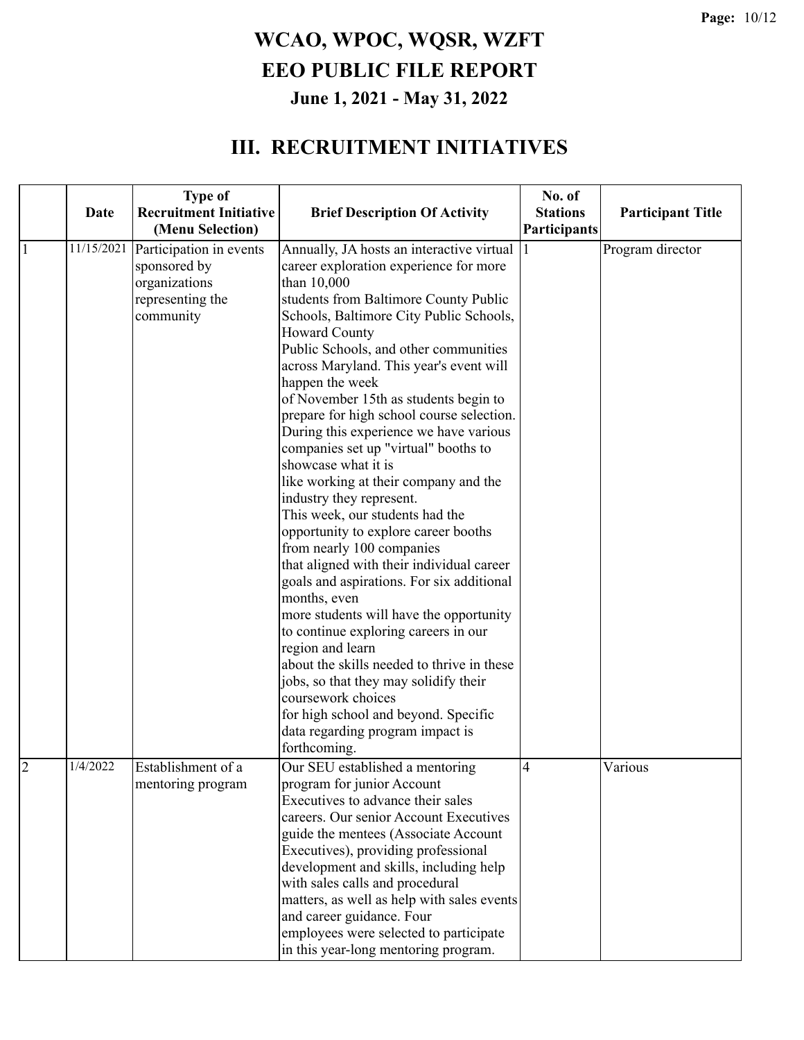# WCAO, WPOC, WQSR, WZFT
# EEO PUBLIC FILE REPORT
### June 1, 2021 - May 31, 2022

## III. RECRUITMENT INITIATIVES

| | Date | Type of Recruitment Initiative (Menu Selection) | Brief Description Of Activity | No. of Stations Participants | Participant Title |
|---|---|---|---|---|---|
| 1 | 11/15/2021 | Participation in events sponsored by organizations representing the community | Annually, JA hosts an interactive virtual career exploration experience for more than 10,000 students from Baltimore County Public Schools, Baltimore City Public Schools, Howard County Public Schools, and other communities across Maryland. This year's event will happen the week of November 15th as students begin to prepare for high school course selection. During this experience we have various companies set up "virtual" booths to showcase what it is like working at their company and the industry they represent. This week, our students had the opportunity to explore career booths from nearly 100 companies that aligned with their individual career goals and aspirations. For six additional months, even more students will have the opportunity to continue exploring careers in our region and learn about the skills needed to thrive in these jobs, so that they may solidify their coursework choices for high school and beyond. Specific data regarding program impact is forthcoming. | 1 | Program director |
| 2 | 1/4/2022 | Establishment of a mentoring program | Our SEU established a mentoring program for junior Account Executives to advance their sales careers. Our senior Account Executives guide the mentees (Associate Account Executives), providing professional development and skills, including help with sales calls and procedural matters, as well as help with sales events and career guidance. Four employees were selected to participate in this year-long mentoring program. | 4 | Various |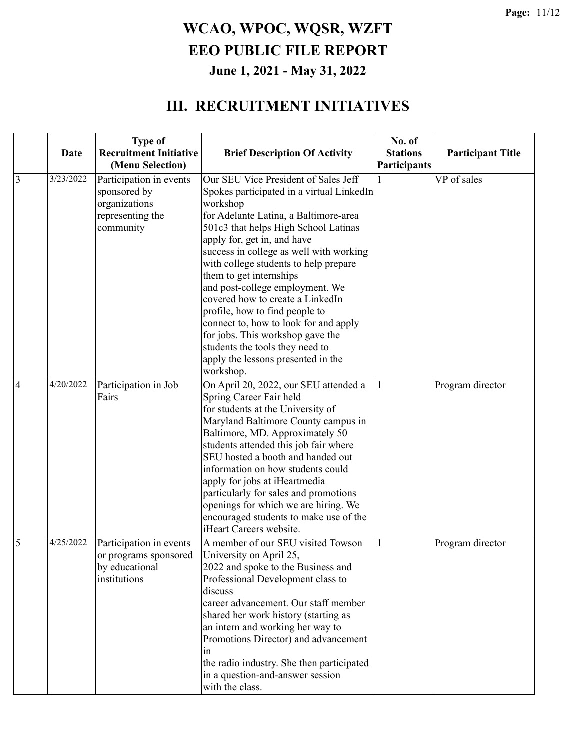# WCAO, WPOC, WQSR, WZFT
# EEO PUBLIC FILE REPORT
## June 1, 2021 - May 31, 2022

## III. RECRUITMENT INITIATIVES

| | Date | Type of Recruitment Initiative (Menu Selection) | Brief Description Of Activity | No. of Stations Participants | Participant Title |
|---|---|---|---|---|---|
| 3 | 3/23/2022 | Participation in events sponsored by organizations representing the community | Our SEU Vice President of Sales Jeff Spokes participated in a virtual LinkedIn workshop for Adelante Latina, a Baltimore-area 501c3 that helps High School Latinas apply for, get in, and have success in college as well with working with college students to help prepare them to get internships and post-college employment. We covered how to create a LinkedIn profile, how to find people to connect to, how to look for and apply for jobs. This workshop gave the students the tools they need to apply the lessons presented in the workshop. | 1 | VP of sales |
| 4 | 4/20/2022 | Participation in Job Fairs | On April 20, 2022, our SEU attended a Spring Career Fair held for students at the University of Maryland Baltimore County campus in Baltimore, MD. Approximately 50 students attended this job fair where SEU hosted a booth and handed out information on how students could apply for jobs at iHeartmedia particularly for sales and promotions openings for which we are hiring. We encouraged students to make use of the iHeart Careers website. | 1 | Program director |
| 5 | 4/25/2022 | Participation in events or programs sponsored by educational institutions | A member of our SEU visited Towson University on April 25, 2022 and spoke to the Business and Professional Development class to discuss career advancement. Our staff member shared her work history (starting as an intern and working her way to Promotions Director) and advancement in the radio industry. She then participated in a question-and-answer session with the class. | 1 | Program director |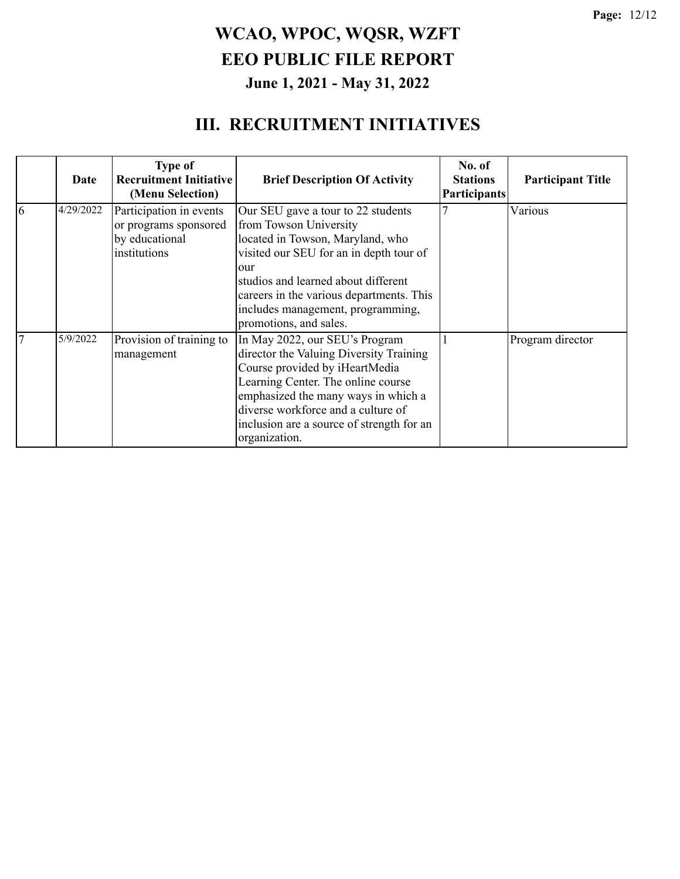# WCAO, WPOC, WQSR, WZFT
# EEO PUBLIC FILE REPORT
## June 1, 2021 - May 31, 2022

## III. RECRUITMENT INITIATIVES

| | Date | Type of Recruitment Initiative (Menu Selection) | Brief Description Of Activity | No. of Stations Participants | Participant Title |
|---|---|---|---|---|---|
| 6 | 4/29/2022 | Participation in events or programs sponsored by educational institutions | Our SEU gave a tour to 22 students from Towson University located in Towson, Maryland, who visited our SEU for an in depth tour of our studios and learned about different careers in the various departments. This includes management, programming, promotions, and sales. | 7 | Various |
| 7 | 5/9/2022 | Provision of training to management | In May 2022, our SEU's Program director the Valuing Diversity Training Course provided by iHeartMedia Learning Center. The online course emphasized the many ways in which a diverse workforce and a culture of inclusion are a source of strength for an organization. | 1 | Program director |